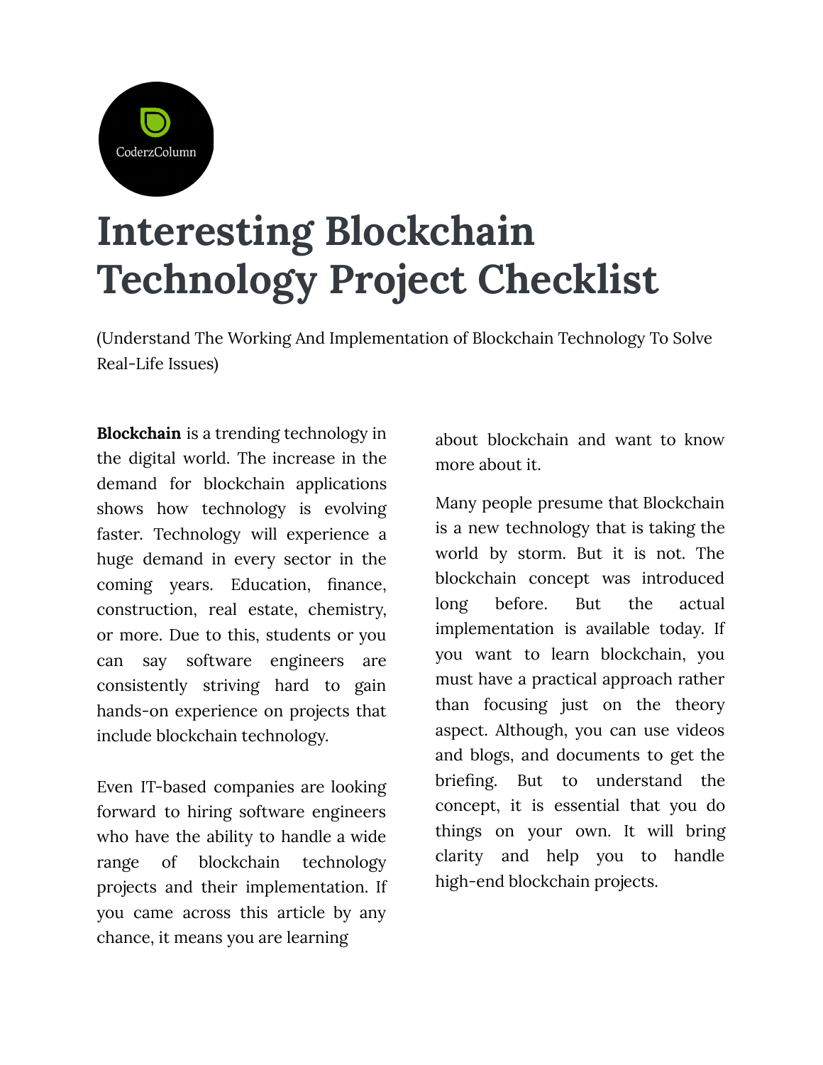CoderzColumn

# Interesting Blockchain Technology Project Checklist

(Understand The Working And Implementation of Blockchain Technology To Solve Real-Life Issues)

**Blockchain** is a trending technology in the digital world. The increase in the demand for blockchain applications shows how technology is evolving faster. Technology will experience a huge demand in every sector in the coming years. Education, finance, construction, real estate, chemistry, or more. Due to this, students or you can say software engineers are consistently striving hard to gain hands-on experience on projects that include blockchain technology.

Even IT-based companies are looking forward to hiring software engineers who have the ability to handle a wide range of blockchain technology projects and their implementation. If you came across this article by any chance, it means you are learning about blockchain and want to know more about it.

Many people presume that Blockchain is a new technology that is taking the world by storm. But it is not. The blockchain concept was introduced long before. But the actual implementation is available today. If you want to learn blockchain, you must have a practical approach rather than focusing just on the theory aspect. Although, you can use videos and blogs, and documents to get the briefing. But to understand the concept, it is essential that you do things on your own. It will bring clarity and help you to handle high-end blockchain projects.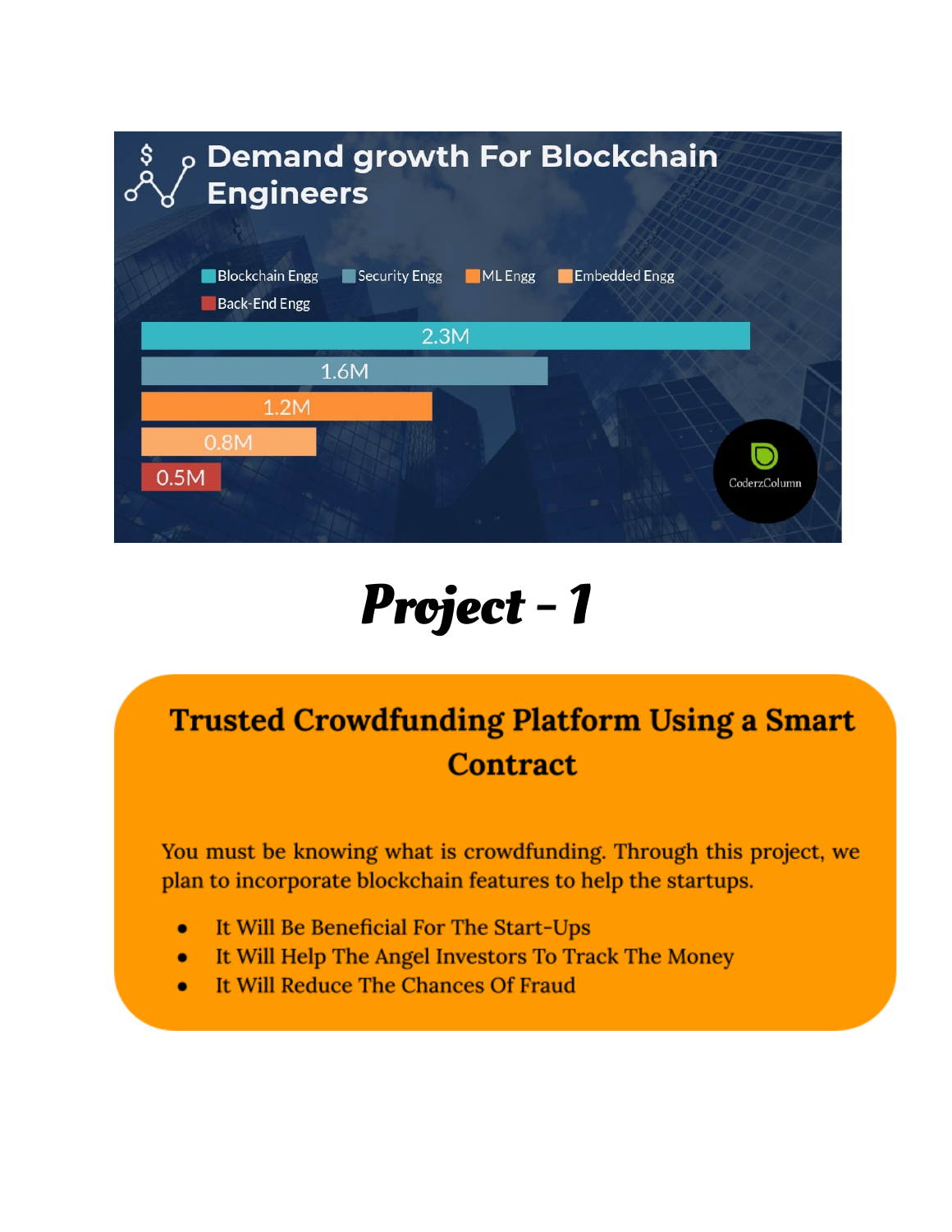Demand growth For Blockchain Engineers

Blockchain Engg
Security Engg
ML Engg
Embedded Engg
Back-End Engg

2.3M
1.6M
1.2M
0.8M
0.5M

CoderzColumn

# Project - 1

## Trusted Crowdfunding Platform Using a Smart Contract

You must be knowing what is crowdfunding. Through this project, we plan to incorporate blockchain features to help the startups.

- It Will Be Beneficial For The Start-Ups
- It Will Help The Angel Investors To Track The Money
- It Will Reduce The Chances Of Fraud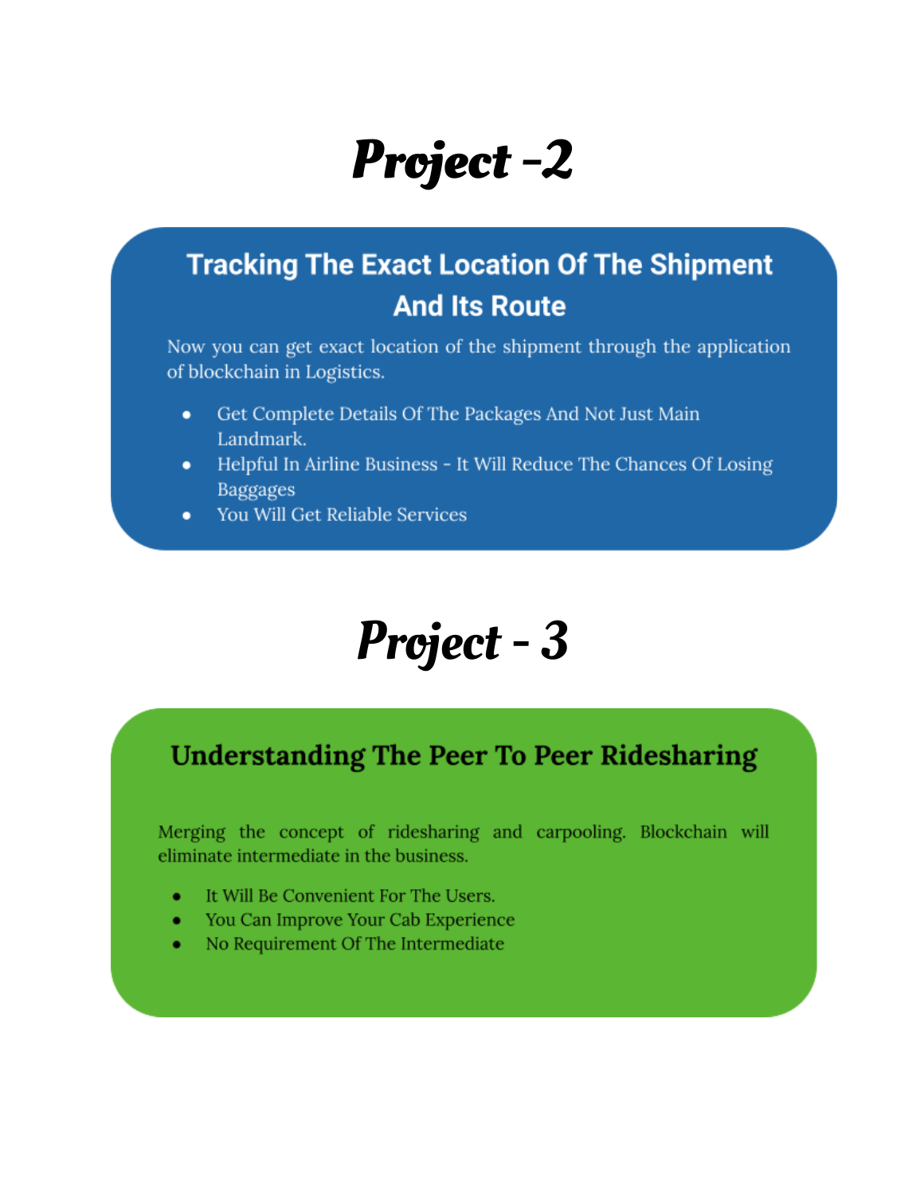# Project -2

## Tracking The Exact Location Of The Shipment And Its Route

Now you can get exact location of the shipment through the application of blockchain in Logistics.

- Get Complete Details Of The Packages And Not Just Main Landmark.
- Helpful In Airline Business - It Will Reduce The Chances Of Losing Baggages
- You Will Get Reliable Services

# Project - 3

## Understanding The Peer To Peer Ridesharing

Merging the concept of ridesharing and carpooling. Blockchain will eliminate intermediate in the business.

- It Will Be Convenient For The Users.
- You Can Improve Your Cab Experience
- No Requirement Of The Intermediate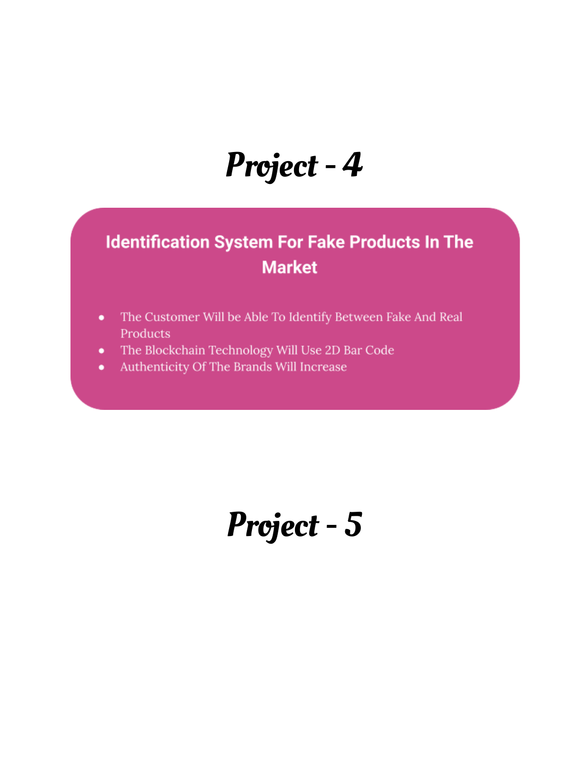# Project - 4

## Identification System For Fake Products In The Market

- The Customer Will be Able To Identify Between Fake And Real Products
- The Blockchain Technology Will Use 2D Bar Code
- Authenticity Of The Brands Will Increase

# Project - 5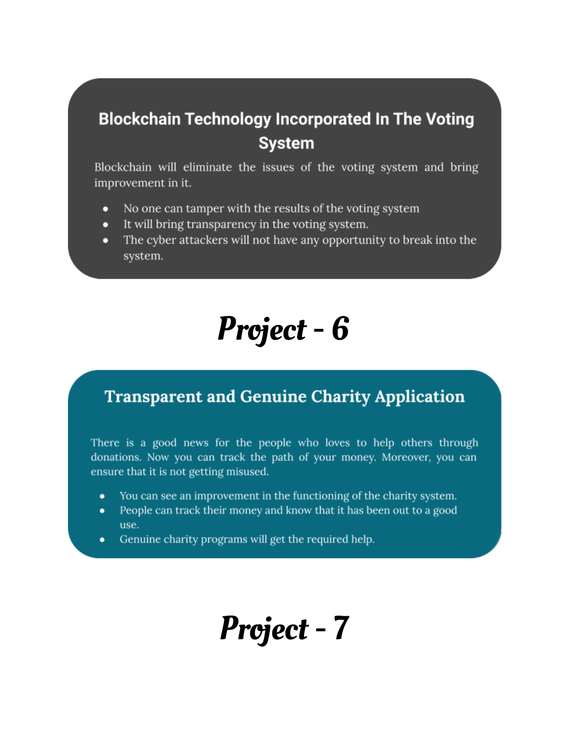## Blockchain Technology Incorporated In The Voting System

Blockchain will eliminate the issues of the voting system and bring improvement in it.

- No one can tamper with the results of the voting system
- It will bring transparency in the voting system.
- The cyber attackers will not have any opportunity to break into the system.

# *Project - 6*

## Transparent and Genuine Charity Application

There is a good news for the people who loves to help others through donations. Now you can track the path of your money. Moreover, you can ensure that it is not getting misused.

- You can see an improvement in the functioning of the charity system.
- People can track their money and know that it has been out to a good use.
- Genuine charity programs will get the required help.

# *Project - 7*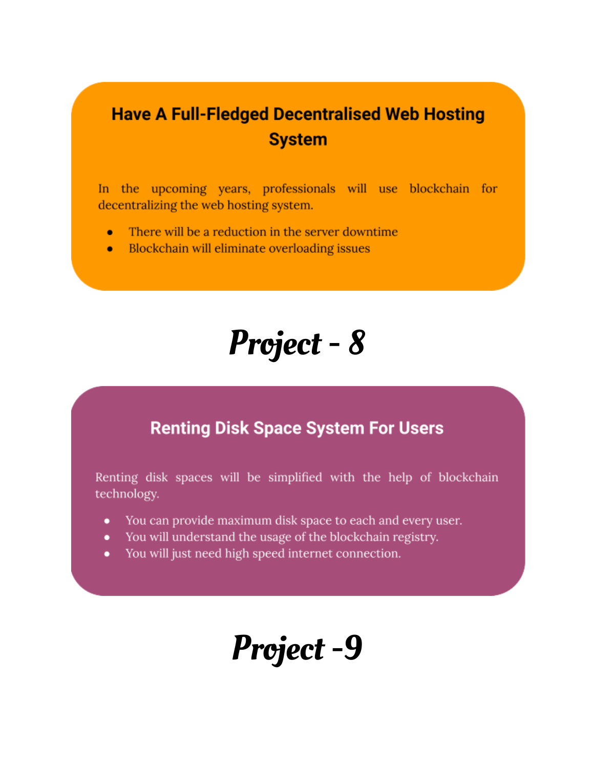## Have A Full-Fledged Decentralised Web Hosting System

In the upcoming years, professionals will use blockchain for decentralizing the web hosting system.

- There will be a reduction in the server downtime
- Blockchain will eliminate overloading issues

# *Project - 8*

## Renting Disk Space System For Users

Renting disk spaces will be simplified with the help of blockchain technology.

- You can provide maximum disk space to each and every user.
- You will understand the usage of the blockchain registry.
- You will just need high speed internet connection.

# *Project -9*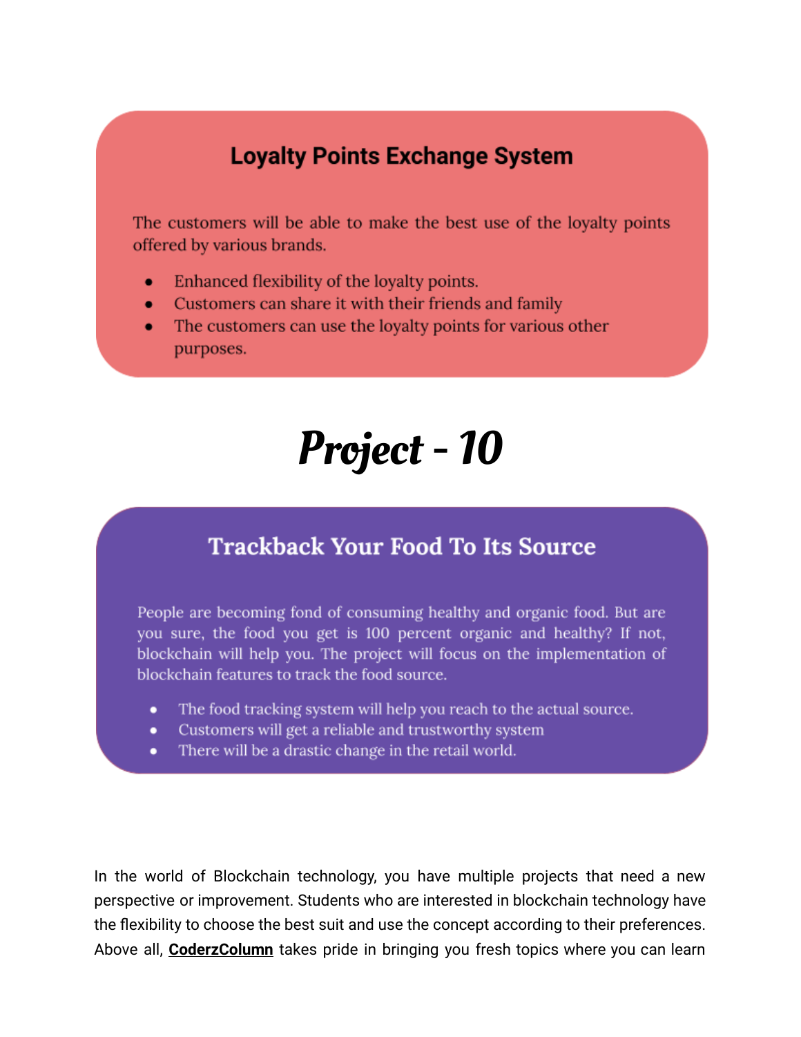### Loyalty Points Exchange System

The customers will be able to make the best use of the loyalty points offered by various brands.

- Enhanced flexibility of the loyalty points.
- Customers can share it with their friends and family
- The customers can use the loyalty points for various other purposes.

# *Project - 10*

### Trackback Your Food To Its Source

People are becoming fond of consuming healthy and organic food. But are you sure, the food you get is 100 percent organic and healthy? If not, blockchain will help you. The project will focus on the implementation of blockchain features to track the food source.

- The food tracking system will help you reach to the actual source.
- Customers will get a reliable and trustworthy system
- There will be a drastic change in the retail world.

In the world of Blockchain technology, you have multiple projects that need a new perspective or improvement. Students who are interested in blockchain technology have the flexibility to choose the best suit and use the concept according to their preferences. Above all, **CoderzColumn** takes pride in bringing you fresh topics where you can learn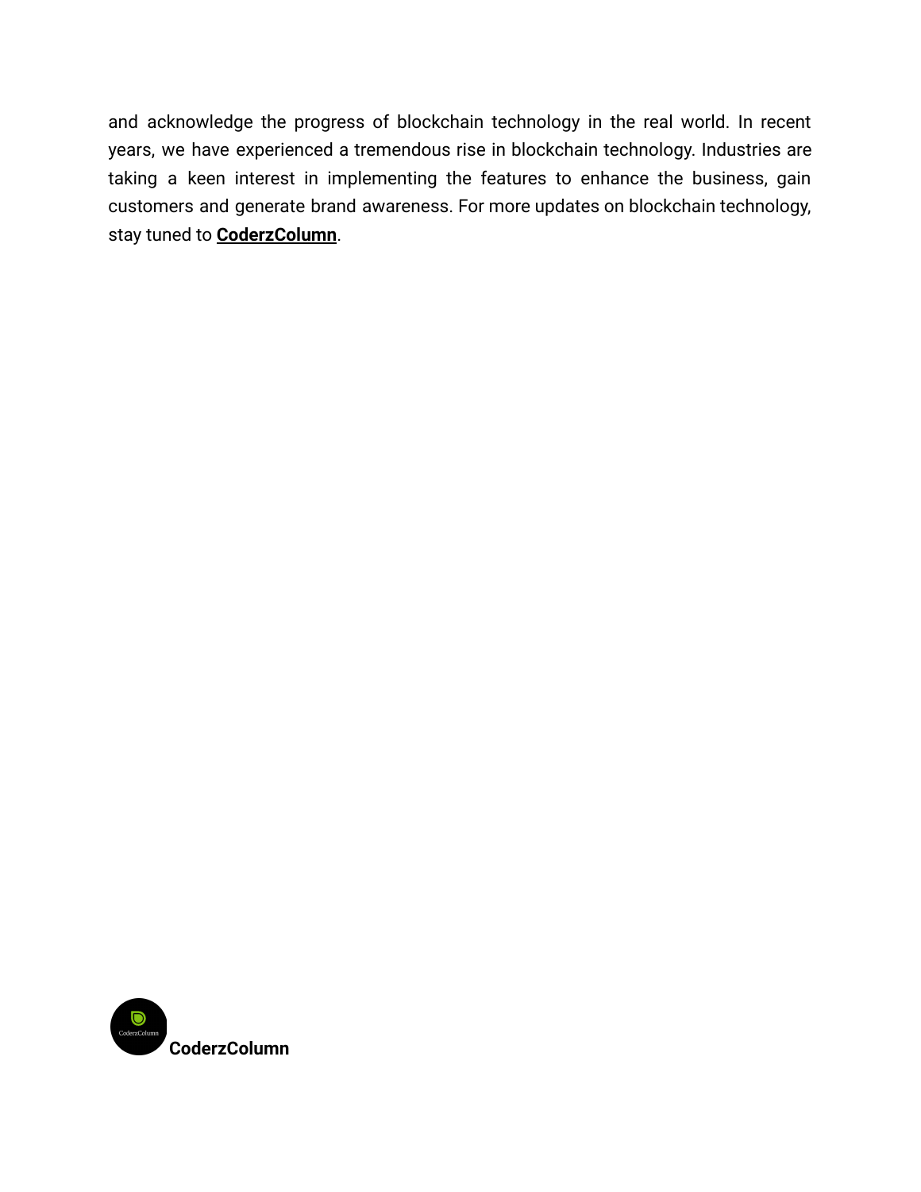and acknowledge the progress of blockchain technology in the real world. In recent years, we have experienced a tremendous rise in blockchain technology. Industries are taking a keen interest in implementing the features to enhance the business, gain customers and generate brand awareness. For more updates on blockchain technology, stay tuned to **CoderzColumn**.

**CoderzColumn**